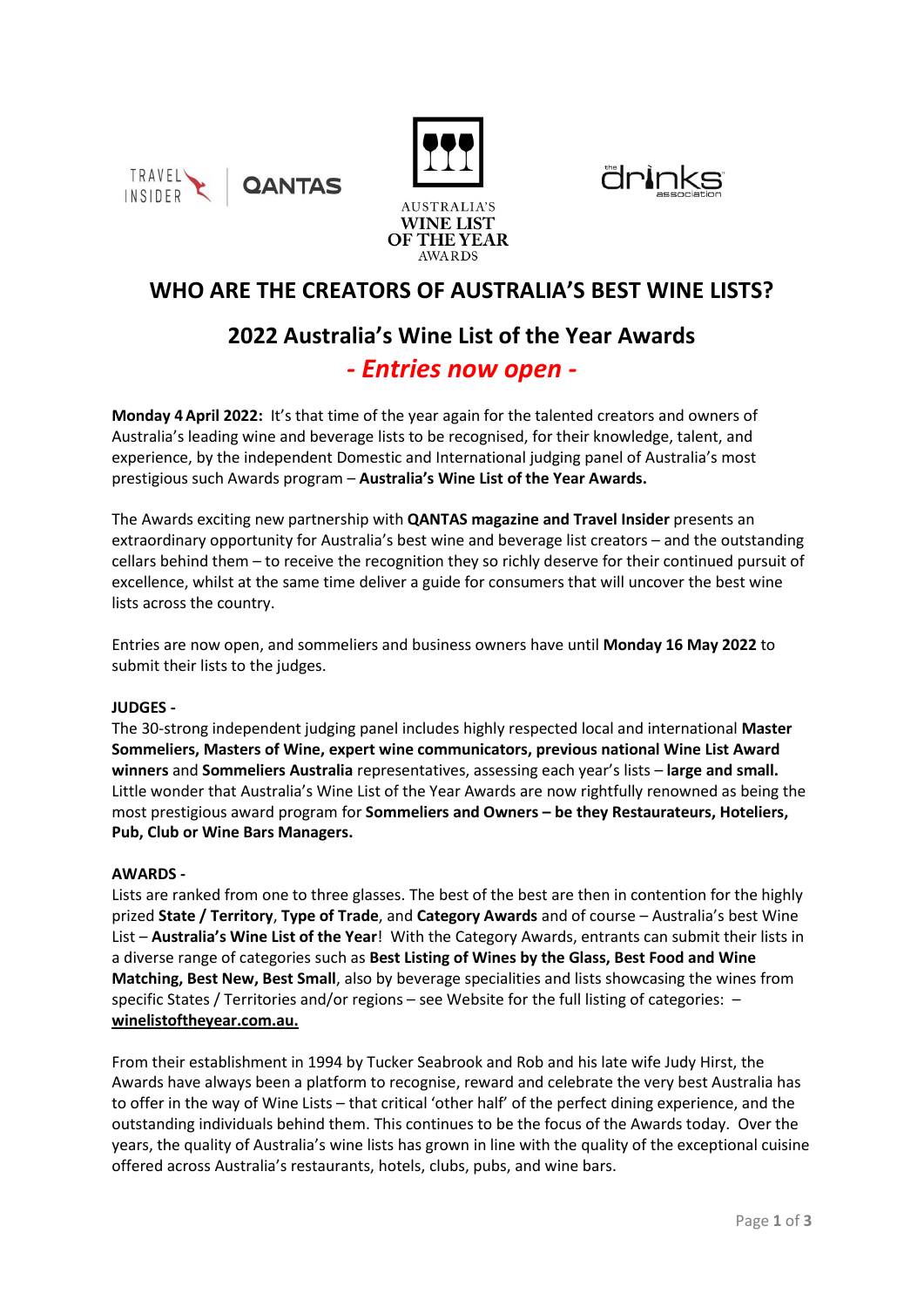# WHO ARE THE CREATORS OF AUSTRALIA'S BEST WINE LISTS?

## 2022 Australia's Wine List of the Year Awards

## *- Entries now open -*

**Monday 4 April 2022:** It's that time of the year again for the talented creators and owners of Australia's leading wine and beverage lists to be recognised, for their knowledge, talent, and experience, by the independent Domestic and International judging panel of Australia's most prestigious such Awards program – **Australia's Wine List of the Year Awards.**

The Awards exciting new partnership with **QANTAS magazine and Travel Insider** presents an extraordinary opportunity for Australia's best wine and beverage list creators – and the outstanding cellars behind them – to receive the recognition they so richly deserve for their continued pursuit of excellence, whilst at the same time deliver a guide for consumers that will uncover the best wine lists across the country.

Entries are now open, and sommeliers and business owners have until **Monday 16 May 2022** to submit their lists to the judges.

**JUDGES -**

The 30-strong independent judging panel includes highly respected local and international **Master Sommeliers, Masters of Wine, expert wine communicators, previous national Wine List Award winners** and **Sommeliers Australia** representatives, assessing each year's lists – **large and small.** Little wonder that Australia's Wine List of the Year Awards are now rightfully renowned as being the most prestigious award program for **Sommeliers and Owners – be they Restaurateurs, Hoteliers, Pub, Club or Wine Bars Managers.**

**AWARDS -**

Lists are ranked from one to three glasses. The best of the best are then in contention for the highly prized **State / Territory**, **Type of Trade**, and **Category Awards** and of course – Australia's best Wine List – **Australia's Wine List of the Year**! With the Category Awards, entrants can submit their lists in a diverse range of categories such as **Best Listing of Wines by the Glass, Best Food and Wine Matching, Best New, Best Small**, also by beverage specialities and lists showcasing the wines from specific States / Territories and/or regions – see Website for the full listing of categories: – **winelistoftheyear.com.au.**

From their establishment in 1994 by Tucker Seabrook and Rob and his late wife Judy Hirst, the Awards have always been a platform to recognise, reward and celebrate the very best Australia has to offer in the way of Wine Lists – that critical 'other half' of the perfect dining experience, and the outstanding individuals behind them. This continues to be the focus of the Awards today. Over the years, the quality of Australia's wine lists has grown in line with the quality of the exceptional cuisine offered across Australia's restaurants, hotels, clubs, pubs, and wine bars.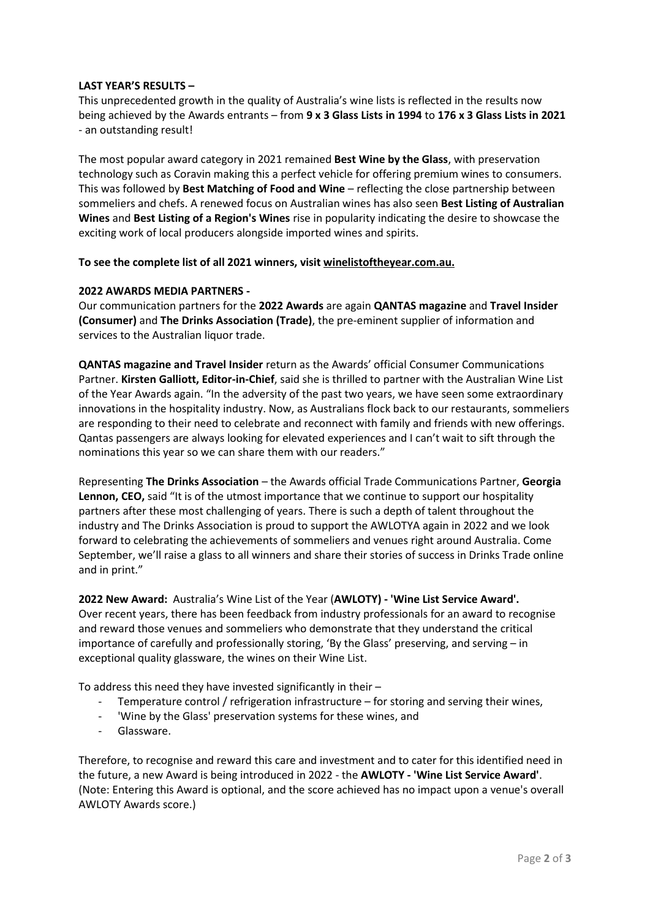**LAST YEAR'S RESULTS –**

This unprecedented growth in the quality of Australia's wine lists is reflected in the results now being achieved by the Awards entrants – from **9 x 3 Glass Lists in 1994** to **176 x 3 Glass Lists in 2021** - an outstanding result!

The most popular award category in 2021 remained **Best Wine by the Glass**, with preservation technology such as Coravin making this a perfect vehicle for offering premium wines to consumers. This was followed by **Best Matching of Food and Wine** – reflecting the close partnership between sommeliers and chefs. A renewed focus on Australian wines has also seen **Best Listing of Australian Wines** and **Best Listing of a Region's Wines** rise in popularity indicating the desire to showcase the exciting work of local producers alongside imported wines and spirits.

**To see the complete list of all 2021 winners, visit winelistoftheyear.com.au.**

**2022 AWARDS MEDIA PARTNERS -**

Our communication partners for the **2022 Awards** are again **QANTAS magazine** and **Travel Insider (Consumer)** and **The Drinks Association (Trade)**, the pre-eminent supplier of information and services to the Australian liquor trade.

**QANTAS magazine and Travel Insider** return as the Awards' official Consumer Communications Partner. **Kirsten Galliott, Editor-in-Chief**, said she is thrilled to partner with the Australian Wine List of the Year Awards again. "In the adversity of the past two years, we have seen some extraordinary innovations in the hospitality industry. Now, as Australians flock back to our restaurants, sommeliers are responding to their need to celebrate and reconnect with family and friends with new offerings. Qantas passengers are always looking for elevated experiences and I can't wait to sift through the nominations this year so we can share them with our readers."

Representing **The Drinks Association** – the Awards official Trade Communications Partner, **Georgia Lennon, CEO,** said "It is of the utmost importance that we continue to support our hospitality partners after these most challenging of years. There is such a depth of talent throughout the industry and The Drinks Association is proud to support the AWLOTYA again in 2022 and we look forward to celebrating the achievements of sommeliers and venues right around Australia. Come September, we'll raise a glass to all winners and share their stories of success in Drinks Trade online and in print."

**2022 New Award:** Australia's Wine List of the Year (**AWLOTY) - 'Wine List Service Award'.**

Over recent years, there has been feedback from industry professionals for an award to recognise and reward those venues and sommeliers who demonstrate that they understand the critical importance of carefully and professionally storing, 'By the Glass' preserving, and serving – in exceptional quality glassware, the wines on their Wine List.

To address this need they have invested significantly in their –

- Temperature control / refrigeration infrastructure – for storing and serving their wines,
- 'Wine by the Glass' preservation systems for these wines, and
- Glassware.

Therefore, to recognise and reward this care and investment and to cater for this identified need in the future, a new Award is being introduced in 2022 - the **AWLOTY - 'Wine List Service Award'**. (Note: Entering this Award is optional, and the score achieved has no impact upon a venue's overall AWLOTY Awards score.)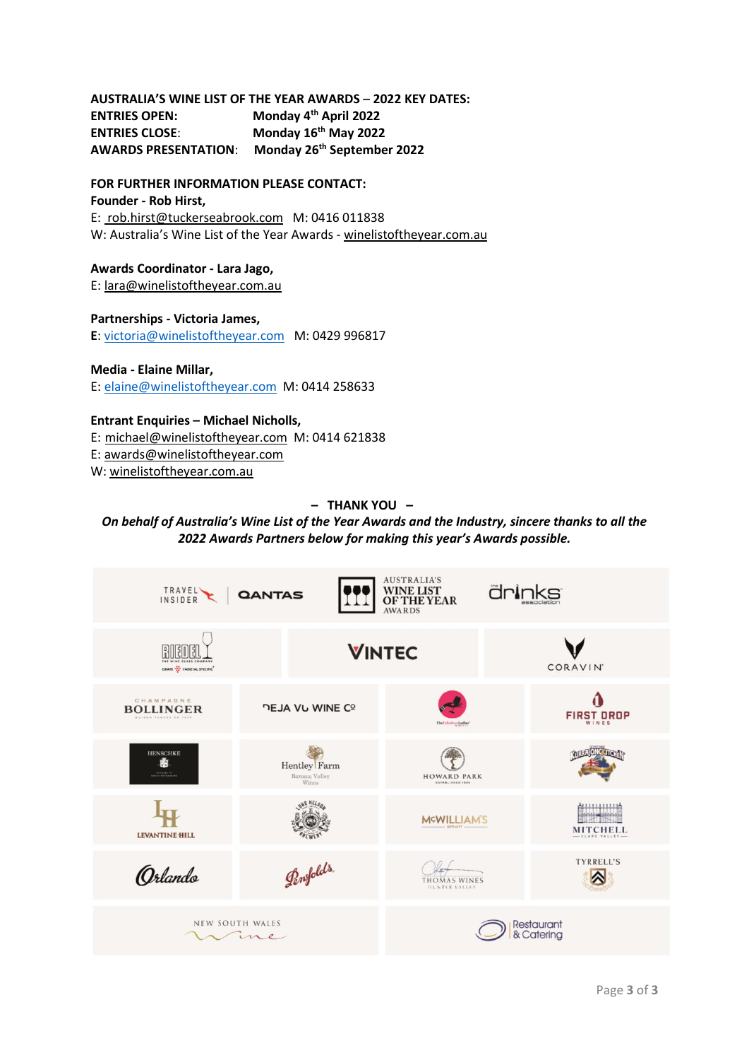**AUSTRALIA'S WINE LIST OF THE YEAR AWARDS – 2022 KEY DATES:**
**ENTRIES OPEN:** **Monday 4th April 2022**
**ENTRIES CLOSE:** **Monday 16th May 2022**
**AWARDS PRESENTATION:** **Monday 26th September 2022**

**FOR FURTHER INFORMATION PLEASE CONTACT:**
**Founder - Rob Hirst,**
E: rob.hirst@tuckerseabrook.com M: 0416 011838
W: Australia's Wine List of the Year Awards - winelistoftheyear.com.au

**Awards Coordinator - Lara Jago,**
E: lara@winelistoftheyear.com.au

**Partnerships - Victoria James,**
**E**: victoria@winelistoftheyear.com M: 0429 996817

**Media - Elaine Millar,**
E: elaine@winelistoftheyear.com M: 0414 258633

**Entrant Enquiries – Michael Nicholls,**
E: michael@winelistoftheyear.com M: 0414 621838
E: awards@winelistoftheyear.com
W: winelistoftheyear.com.au

**– THANK YOU –**

***On behalf of Australia's Wine List of the Year Awards and the Industry, sincere thanks to all the 2022 Awards Partners below for making this year's Awards possible.***

TRAVEL INSIDER | QANTAS
AUSTRALIA'S WINE LIST OF THE YEAR AWARDS
the drinks association
RIEDEL THE WINE GLASS COMPANY
VINTEC
CORAVIN
CHAMPAGNE BOLLINGER
DEJA VU WINE CO
The Fabulous Ladies' Wine Society
FIRST DROP WINES
HENSCHKE
Hentley Farm Barossa Valley Wines
HOWARD PARK
KOREAN JONG KITCHEN
LEVANTINE HILL
LORD NELSON BREWERY
McWILLIAM'S
MITCHELL CLARE VALLEY
Orlando
Penfolds
THOMAS WINES HUNTER VALLEY
TYRRELL'S
NEW SOUTH WALES Wine
Restaurant & Catering